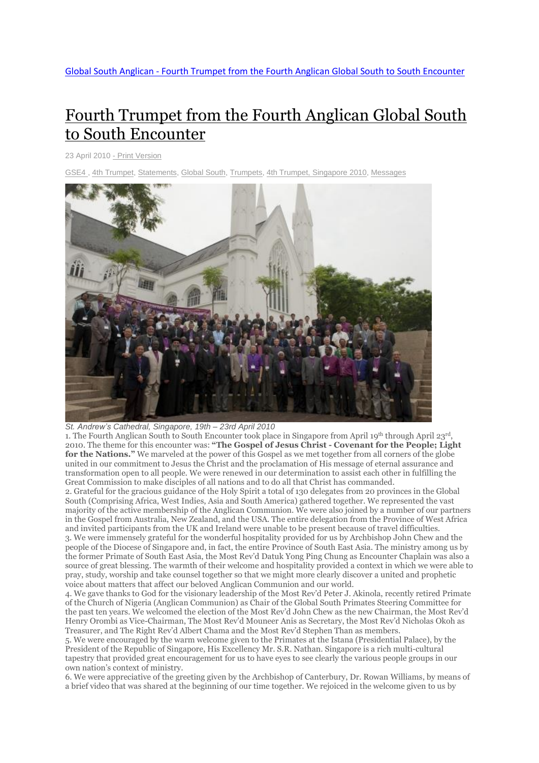Global South Anglican - Fourth Trumpet from the Fourth Anglican Global South to South Encounter

# Fourth Trumpet from the Fourth Anglican Global South to South Encounter

23 April 2010 - Print Version

GSE4 , 4th Trumpet, Statements, Global South, Trumpets, 4th Trumpet, Singapore 2010, Messages

*St. Andrew's Cathedral, Singapore, 19th – 23rd April 2010*

1. The Fourth Anglican South to South Encounter took place in Singapore from April 19th through April 23rd, 2010. The theme for this encounter was: **"The Gospel of Jesus Christ - Covenant for the People; Light for the Nations."** We marveled at the power of this Gospel as we met together from all corners of the globe united in our commitment to Jesus the Christ and the proclamation of His message of eternal assurance and transformation open to all people. We were renewed in our determination to assist each other in fulfilling the Great Commission to make disciples of all nations and to do all that Christ has commanded.

2. Grateful for the gracious guidance of the Holy Spirit a total of 130 delegates from 20 provinces in the Global South (Comprising Africa, West Indies, Asia and South America) gathered together. We represented the vast majority of the active membership of the Anglican Communion. We were also joined by a number of our partners in the Gospel from Australia, New Zealand, and the USA. The entire delegation from the Province of West Africa and invited participants from the UK and Ireland were unable to be present because of travel difficulties.

3. We were immensely grateful for the wonderful hospitality provided for us by Archbishop John Chew and the people of the Diocese of Singapore and, in fact, the entire Province of South East Asia. The ministry among us by the former Primate of South East Asia, the Most Rev'd Datuk Yong Ping Chung as Encounter Chaplain was also a source of great blessing. The warmth of their welcome and hospitality provided a context in which we were able to pray, study, worship and take counsel together so that we might more clearly discover a united and prophetic voice about matters that affect our beloved Anglican Communion and our world.

4. We gave thanks to God for the visionary leadership of the Most Rev'd Peter J. Akinola, recently retired Primate of the Church of Nigeria (Anglican Communion) as Chair of the Global South Primates Steering Committee for the past ten years. We welcomed the election of the Most Rev'd John Chew as the new Chairman, the Most Rev'd Henry Orombi as Vice-Chairman, The Most Rev'd Mouneer Anis as Secretary, the Most Rev'd Nicholas Okoh as Treasurer, and The Right Rev'd Albert Chama and the Most Rev'd Stephen Than as members.

5. We were encouraged by the warm welcome given to the Primates at the Istana (Presidential Palace), by the President of the Republic of Singapore, His Excellency Mr. S.R. Nathan. Singapore is a rich multi-cultural tapestry that provided great encouragement for us to have eyes to see clearly the various people groups in our own nation's context of ministry.

6. We were appreciative of the greeting given by the Archbishop of Canterbury, Dr. Rowan Williams, by means of a brief video that was shared at the beginning of our time together. We rejoiced in the welcome given to us by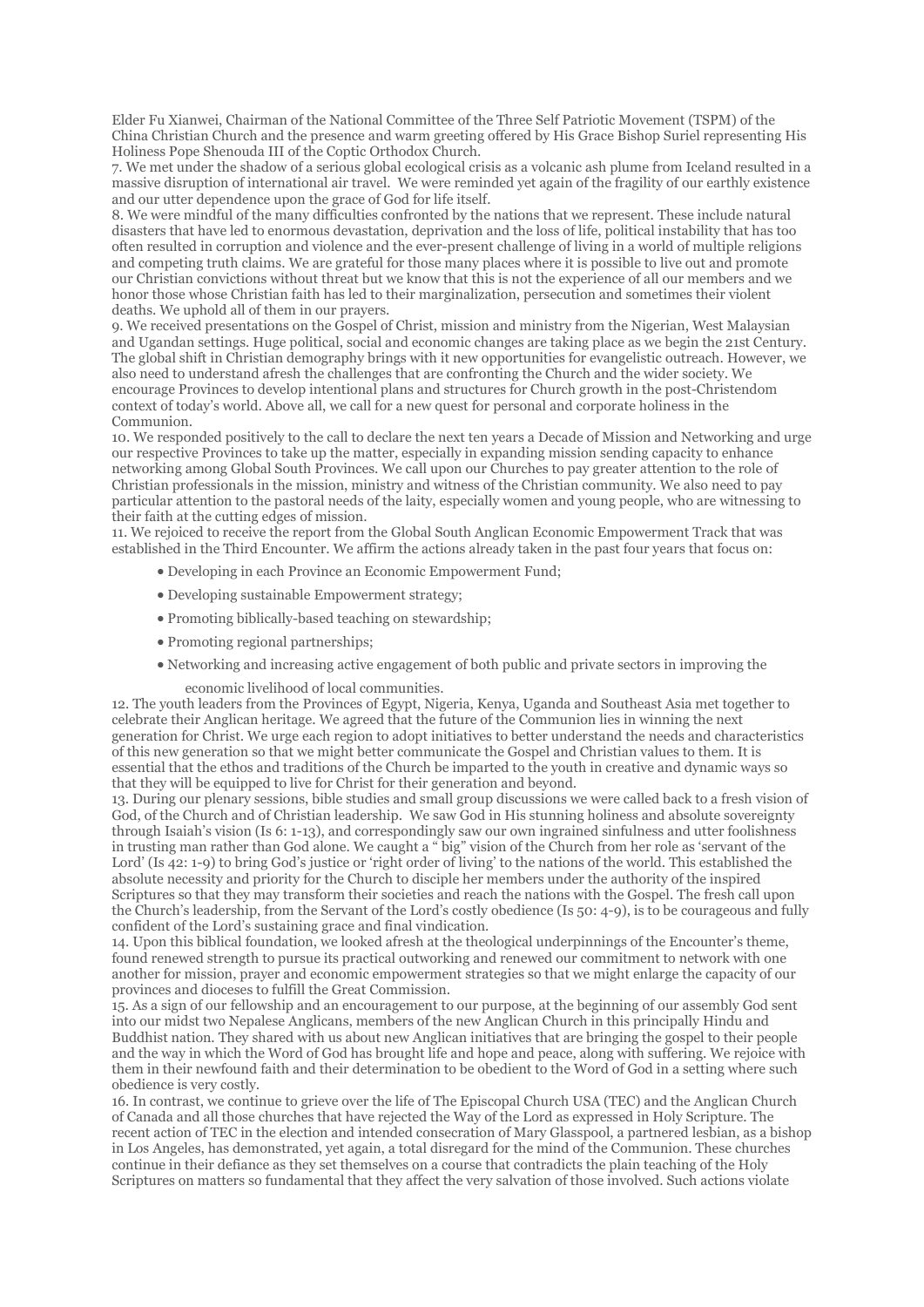Elder Fu Xianwei, Chairman of the National Committee of the Three Self Patriotic Movement (TSPM) of the China Christian Church and the presence and warm greeting offered by His Grace Bishop Suriel representing His Holiness Pope Shenouda III of the Coptic Orthodox Church.

7. We met under the shadow of a serious global ecological crisis as a volcanic ash plume from Iceland resulted in a massive disruption of international air travel. We were reminded yet again of the fragility of our earthly existence and our utter dependence upon the grace of God for life itself.

8. We were mindful of the many difficulties confronted by the nations that we represent. These include natural disasters that have led to enormous devastation, deprivation and the loss of life, political instability that has too often resulted in corruption and violence and the ever-present challenge of living in a world of multiple religions and competing truth claims. We are grateful for those many places where it is possible to live out and promote our Christian convictions without threat but we know that this is not the experience of all our members and we honor those whose Christian faith has led to their marginalization, persecution and sometimes their violent deaths. We uphold all of them in our prayers.

9. We received presentations on the Gospel of Christ, mission and ministry from the Nigerian, West Malaysian and Ugandan settings. Huge political, social and economic changes are taking place as we begin the 21st Century. The global shift in Christian demography brings with it new opportunities for evangelistic outreach. However, we also need to understand afresh the challenges that are confronting the Church and the wider society. We encourage Provinces to develop intentional plans and structures for Church growth in the post-Christendom context of today's world. Above all, we call for a new quest for personal and corporate holiness in the Communion.

10. We responded positively to the call to declare the next ten years a Decade of Mission and Networking and urge our respective Provinces to take up the matter, especially in expanding mission sending capacity to enhance networking among Global South Provinces. We call upon our Churches to pay greater attention to the role of Christian professionals in the mission, ministry and witness of the Christian community. We also need to pay particular attention to the pastoral needs of the laity, especially women and young people, who are witnessing to their faith at the cutting edges of mission.

11. We rejoiced to receive the report from the Global South Anglican Economic Empowerment Track that was established in the Third Encounter. We affirm the actions already taken in the past four years that focus on:

- Developing in each Province an Economic Empowerment Fund;
- Developing sustainable Empowerment strategy;
- Promoting biblically-based teaching on stewardship;
- Promoting regional partnerships;
- Networking and increasing active engagement of both public and private sectors in improving the economic livelihood of local communities.

12. The youth leaders from the Provinces of Egypt, Nigeria, Kenya, Uganda and Southeast Asia met together to celebrate their Anglican heritage. We agreed that the future of the Communion lies in winning the next generation for Christ. We urge each region to adopt initiatives to better understand the needs and characteristics of this new generation so that we might better communicate the Gospel and Christian values to them. It is essential that the ethos and traditions of the Church be imparted to the youth in creative and dynamic ways so that they will be equipped to live for Christ for their generation and beyond.

13. During our plenary sessions, bible studies and small group discussions we were called back to a fresh vision of God, of the Church and of Christian leadership. We saw God in His stunning holiness and absolute sovereignty through Isaiah's vision (Is 6: 1-13), and correspondingly saw our own ingrained sinfulness and utter foolishness in trusting man rather than God alone. We caught a " big" vision of the Church from her role as 'servant of the Lord' (Is 42: 1-9) to bring God's justice or 'right order of living' to the nations of the world. This established the absolute necessity and priority for the Church to disciple her members under the authority of the inspired Scriptures so that they may transform their societies and reach the nations with the Gospel. The fresh call upon the Church's leadership, from the Servant of the Lord's costly obedience (Is 50: 4-9), is to be courageous and fully confident of the Lord's sustaining grace and final vindication.

14. Upon this biblical foundation, we looked afresh at the theological underpinnings of the Encounter's theme, found renewed strength to pursue its practical outworking and renewed our commitment to network with one another for mission, prayer and economic empowerment strategies so that we might enlarge the capacity of our provinces and dioceses to fulfill the Great Commission.

15. As a sign of our fellowship and an encouragement to our purpose, at the beginning of our assembly God sent into our midst two Nepalese Anglicans, members of the new Anglican Church in this principally Hindu and Buddhist nation. They shared with us about new Anglican initiatives that are bringing the gospel to their people and the way in which the Word of God has brought life and hope and peace, along with suffering. We rejoice with them in their newfound faith and their determination to be obedient to the Word of God in a setting where such obedience is very costly.

16. In contrast, we continue to grieve over the life of The Episcopal Church USA (TEC) and the Anglican Church of Canada and all those churches that have rejected the Way of the Lord as expressed in Holy Scripture. The recent action of TEC in the election and intended consecration of Mary Glasspool, a partnered lesbian, as a bishop in Los Angeles, has demonstrated, yet again, a total disregard for the mind of the Communion. These churches continue in their defiance as they set themselves on a course that contradicts the plain teaching of the Holy Scriptures on matters so fundamental that they affect the very salvation of those involved. Such actions violate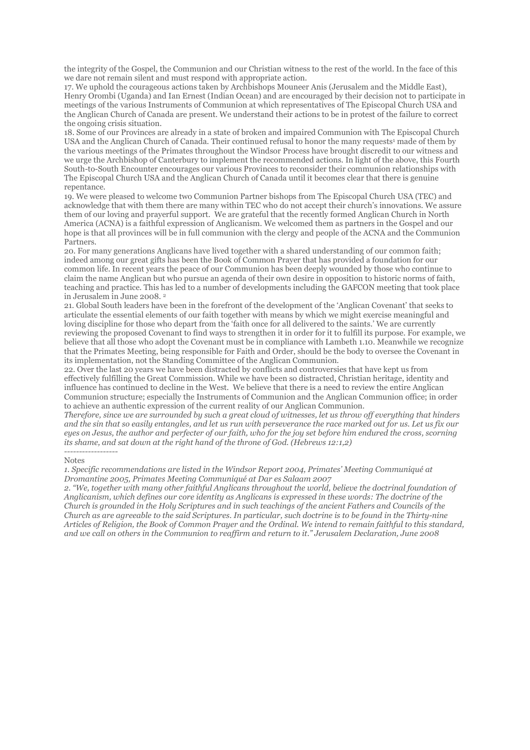the integrity of the Gospel, the Communion and our Christian witness to the rest of the world. In the face of this we dare not remain silent and must respond with appropriate action.

17. We uphold the courageous actions taken by Archbishops Mouneer Anis (Jerusalem and the Middle East), Henry Orombi (Uganda) and Ian Ernest (Indian Ocean) and are encouraged by their decision not to participate in meetings of the various Instruments of Communion at which representatives of The Episcopal Church USA and the Anglican Church of Canada are present. We understand their actions to be in protest of the failure to correct the ongoing crisis situation.

18. Some of our Provinces are already in a state of broken and impaired Communion with The Episcopal Church USA and the Anglican Church of Canada. Their continued refusal to honor the many requests[1] made of them by the various meetings of the Primates throughout the Windsor Process have brought discredit to our witness and we urge the Archbishop of Canterbury to implement the recommended actions. In light of the above, this Fourth South-to-South Encounter encourages our various Provinces to reconsider their communion relationships with The Episcopal Church USA and the Anglican Church of Canada until it becomes clear that there is genuine repentance.

19. We were pleased to welcome two Communion Partner bishops from The Episcopal Church USA (TEC) and acknowledge that with them there are many within TEC who do not accept their church's innovations. We assure them of our loving and prayerful support. We are grateful that the recently formed Anglican Church in North America (ACNA) is a faithful expression of Anglicanism. We welcomed them as partners in the Gospel and our hope is that all provinces will be in full communion with the clergy and people of the ACNA and the Communion Partners.

20. For many generations Anglicans have lived together with a shared understanding of our common faith; indeed among our great gifts has been the Book of Common Prayer that has provided a foundation for our common life. In recent years the peace of our Communion has been deeply wounded by those who continue to claim the name Anglican but who pursue an agenda of their own desire in opposition to historic norms of faith, teaching and practice. This has led to a number of developments including the GAFCON meeting that took place in Jerusalem in June 2008. [2]

21. Global South leaders have been in the forefront of the development of the 'Anglican Covenant' that seeks to articulate the essential elements of our faith together with means by which we might exercise meaningful and loving discipline for those who depart from the 'faith once for all delivered to the saints.' We are currently reviewing the proposed Covenant to find ways to strengthen it in order for it to fulfill its purpose. For example, we believe that all those who adopt the Covenant must be in compliance with Lambeth 1.10. Meanwhile we recognize that the Primates Meeting, being responsible for Faith and Order, should be the body to oversee the Covenant in its implementation, not the Standing Committee of the Anglican Communion.

22. Over the last 20 years we have been distracted by conflicts and controversies that have kept us from effectively fulfilling the Great Commission. While we have been so distracted, Christian heritage, identity and influence has continued to decline in the West. We believe that there is a need to review the entire Anglican Communion structure; especially the Instruments of Communion and the Anglican Communion office; in order to achieve an authentic expression of the current reality of our Anglican Communion.

*Therefore, since we are surrounded by such a great cloud of witnesses, let us throw off everything that hinders and the sin that so easily entangles, and let us run with perseverance the race marked out for us. Let us fix our eyes on Jesus, the author and perfecter of our faith, who for the joy set before him endured the cross, scorning its shame, and sat down at the right hand of the throne of God. (Hebrews 12:1,2)*

------------------

Notes

*1. Specific recommendations are listed in the Windsor Report 2004, Primates' Meeting Communiqué at Dromantine 2005, Primates Meeting Communiqué at Dar es Salaam 2007*

*2. "We, together with many other faithful Anglicans throughout the world, believe the doctrinal foundation of Anglicanism, which defines our core identity as Anglicans is expressed in these words: The doctrine of the Church is grounded in the Holy Scriptures and in such teachings of the ancient Fathers and Councils of the Church as are agreeable to the said Scriptures. In particular, such doctrine is to be found in the Thirty-nine Articles of Religion, the Book of Common Prayer and the Ordinal. We intend to remain faithful to this standard, and we call on others in the Communion to reaffirm and return to it." Jerusalem Declaration, June 2008*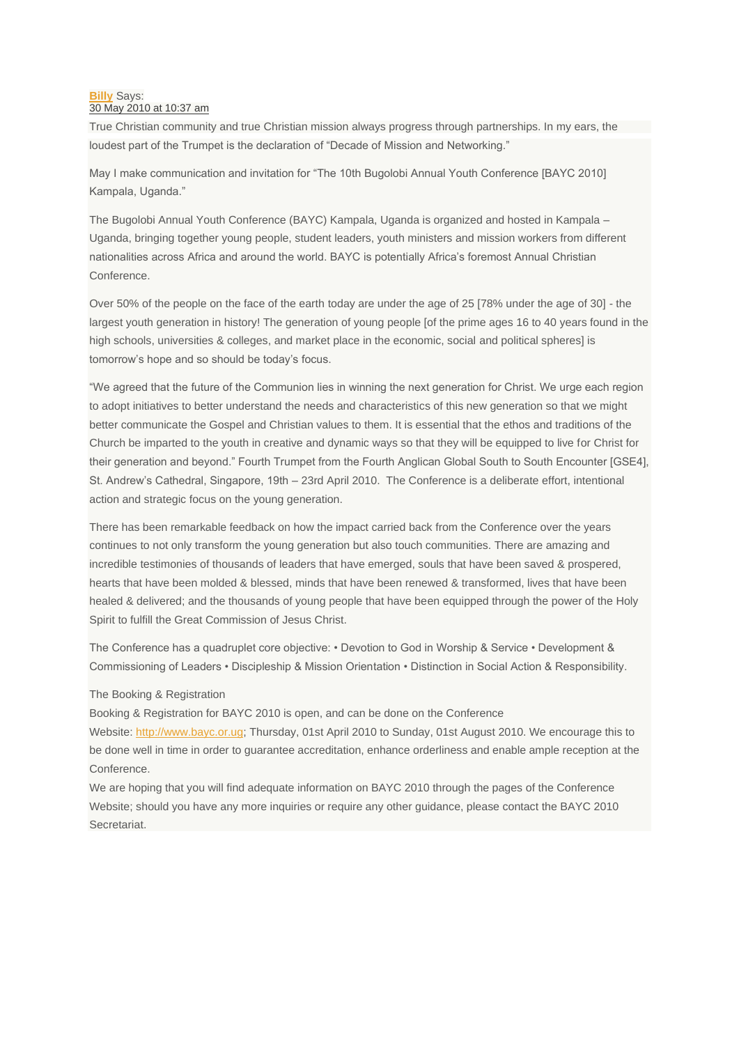**Billy** Says:
30 May 2010 at 10:37 am

True Christian community and true Christian mission always progress through partnerships. In my ears, the loudest part of the Trumpet is the declaration of "Decade of Mission and Networking."

May I make communication and invitation for "The 10th Bugolobi Annual Youth Conference [BAYC 2010] Kampala, Uganda."

The Bugolobi Annual Youth Conference (BAYC) Kampala, Uganda is organized and hosted in Kampala – Uganda, bringing together young people, student leaders, youth ministers and mission workers from different nationalities across Africa and around the world. BAYC is potentially Africa's foremost Annual Christian Conference.

Over 50% of the people on the face of the earth today are under the age of 25 [78% under the age of 30] - the largest youth generation in history! The generation of young people [of the prime ages 16 to 40 years found in the high schools, universities & colleges, and market place in the economic, social and political spheres] is tomorrow's hope and so should be today's focus.

"We agreed that the future of the Communion lies in winning the next generation for Christ. We urge each region to adopt initiatives to better understand the needs and characteristics of this new generation so that we might better communicate the Gospel and Christian values to them. It is essential that the ethos and traditions of the Church be imparted to the youth in creative and dynamic ways so that they will be equipped to live for Christ for their generation and beyond." Fourth Trumpet from the Fourth Anglican Global South to South Encounter [GSE4], St. Andrew's Cathedral, Singapore, 19th – 23rd April 2010. The Conference is a deliberate effort, intentional action and strategic focus on the young generation.

There has been remarkable feedback on how the impact carried back from the Conference over the years continues to not only transform the young generation but also touch communities. There are amazing and incredible testimonies of thousands of leaders that have emerged, souls that have been saved & prospered, hearts that have been molded & blessed, minds that have been renewed & transformed, lives that have been healed & delivered; and the thousands of young people that have been equipped through the power of the Holy Spirit to fulfill the Great Commission of Jesus Christ.

The Conference has a quadruplet core objective: • Devotion to God in Worship & Service • Development & Commissioning of Leaders • Discipleship & Mission Orientation • Distinction in Social Action & Responsibility.

The Booking & Registration
Booking & Registration for BAYC 2010 is open, and can be done on the Conference Website: http://www.bayc.or.ug; Thursday, 01st April 2010 to Sunday, 01st August 2010. We encourage this to be done well in time in order to guarantee accreditation, enhance orderliness and enable ample reception at the Conference.
We are hoping that you will find adequate information on BAYC 2010 through the pages of the Conference Website; should you have any more inquiries or require any other guidance, please contact the BAYC 2010 Secretariat.